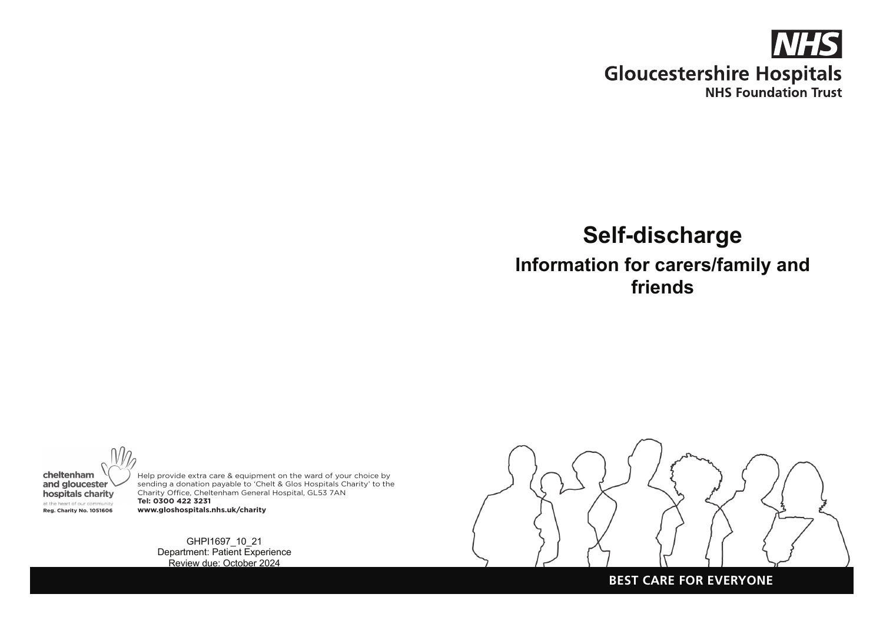NHS

Gloucestershire Hospitals
NHS Foundation Trust

# Self-discharge

## Information for carers/family and friends

cheltenham and gloucester hospitals charity
at the heart of our community
Reg. Charity No. 1051606

Help provide extra care & equipment on the ward of your choice by sending a donation payable to 'Chelt & Glos Hospitals Charity' to the Charity Office, Cheltenham General Hospital, GL53 7AN
**Tel: 0300 422 3231**
**www.gloshospitals.nhs.uk/charity**

GHPI1697_10_21
Department: Patient Experience
Review due: October 2024

**BEST CARE FOR EVERYONE**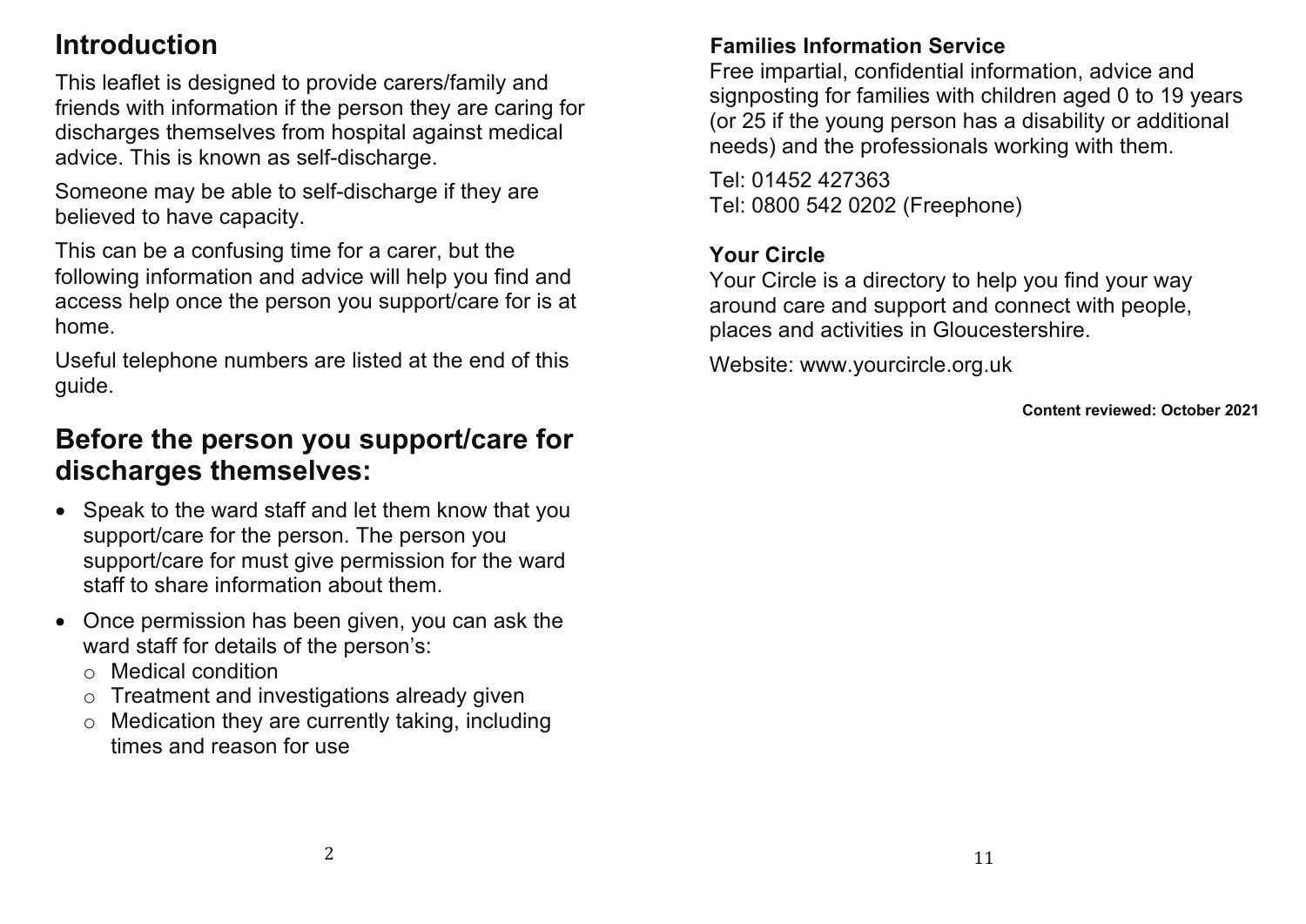## Introduction

This leaflet is designed to provide carers/family and friends with information if the person they are caring for discharges themselves from hospital against medical advice. This is known as self-discharge.

Someone may be able to self-discharge if they are believed to have capacity.

This can be a confusing time for a carer, but the following information and advice will help you find and access help once the person you support/care for is at home.

Useful telephone numbers are listed at the end of this guide.

## Before the person you support/care for discharges themselves:

- Speak to the ward staff and let them know that you support/care for the person. The person you support/care for must give permission for the ward staff to share information about them.
- Once permission has been given, you can ask the ward staff for details of the person's:
  - Medical condition
  - Treatment and investigations already given
  - Medication they are currently taking, including times and reason for use

**Families Information Service**

Free impartial, confidential information, advice and signposting for families with children aged 0 to 19 years (or 25 if the young person has a disability or additional needs) and the professionals working with them.

Tel: 01452 427363
Tel: 0800 542 0202 (Freephone)

**Your Circle**

Your Circle is a directory to help you find your way around care and support and connect with people, places and activities in Gloucestershire.

Website: www.yourcircle.org.uk

**Content reviewed: October 2021**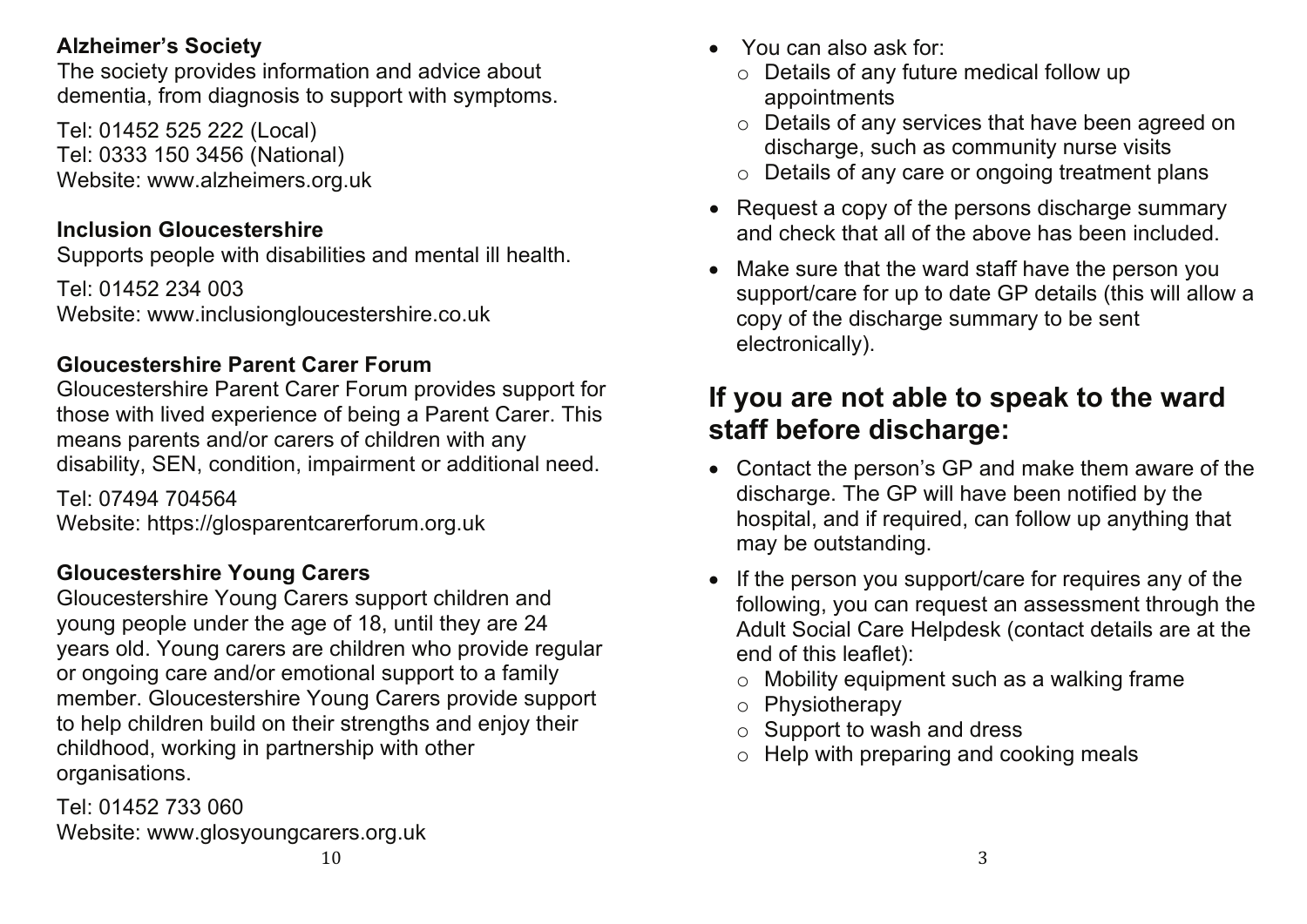**Alzheimer's Society**
The society provides information and advice about dementia, from diagnosis to support with symptoms.

Tel: 01452 525 222 (Local)
Tel: 0333 150 3456 (National)
Website: www.alzheimers.org.uk

**Inclusion Gloucestershire**
Supports people with disabilities and mental ill health.

Tel: 01452 234 003
Website: www.inclusiongloucestershire.co.uk

**Gloucestershire Parent Carer Forum**
Gloucestershire Parent Carer Forum provides support for those with lived experience of being a Parent Carer. This means parents and/or carers of children with any disability, SEN, condition, impairment or additional need.

Tel: 07494 704564
Website: https://glosparentcarerforum.org.uk

**Gloucestershire Young Carers**
Gloucestershire Young Carers support children and young people under the age of 18, until they are 24 years old. Young carers are children who provide regular or ongoing care and/or emotional support to a family member. Gloucestershire Young Carers provide support to help children build on their strengths and enjoy their childhood, working in partnership with other organisations.

Tel: 01452 733 060
Website: www.glosyoungcarers.org.uk

- You can also ask for:
  - Details of any future medical follow up appointments
  - Details of any services that have been agreed on discharge, such as community nurse visits
  - Details of any care or ongoing treatment plans
- Request a copy of the persons discharge summary and check that all of the above has been included.
- Make sure that the ward staff have the person you support/care for up to date GP details (this will allow a copy of the discharge summary to be sent electronically).

## If you are not able to speak to the ward staff before discharge:

- Contact the person's GP and make them aware of the discharge. The GP will have been notified by the hospital, and if required, can follow up anything that may be outstanding.
- If the person you support/care for requires any of the following, you can request an assessment through the Adult Social Care Helpdesk (contact details are at the end of this leaflet):
  - Mobility equipment such as a walking frame
  - Physiotherapy
  - Support to wash and dress
  - Help with preparing and cooking meals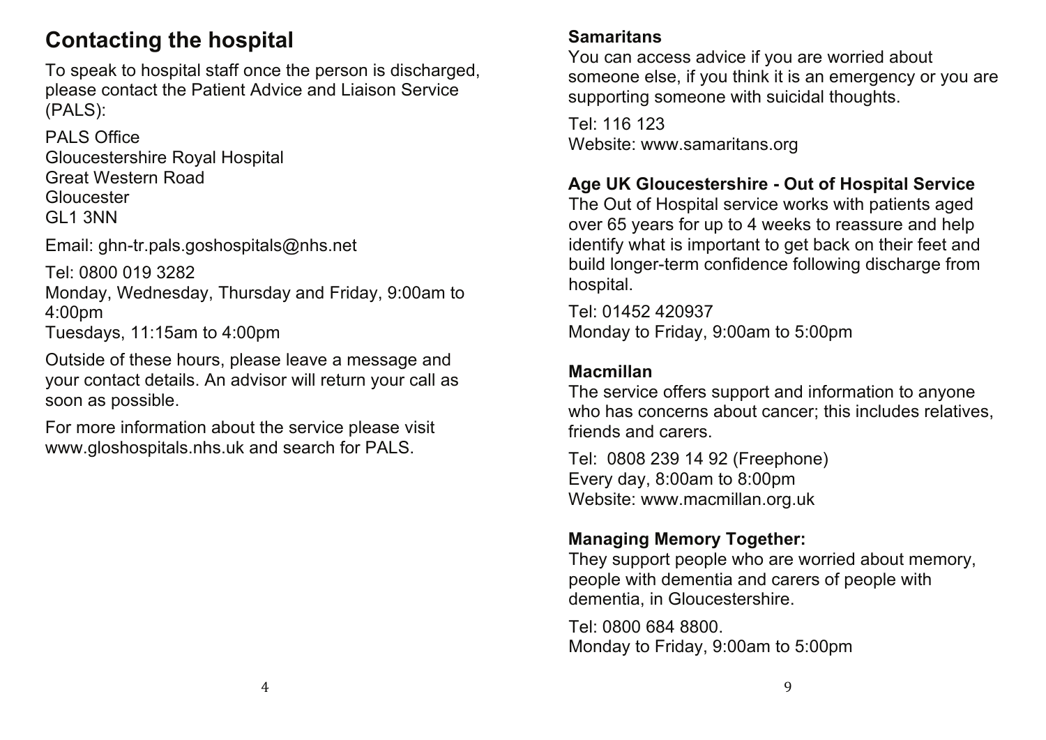## Contacting the hospital

To speak to hospital staff once the person is discharged, please contact the Patient Advice and Liaison Service (PALS):

PALS Office
Gloucestershire Royal Hospital
Great Western Road
Gloucester
GL1 3NN

Email: ghn-tr.pals.goshospitals@nhs.net

Tel: 0800 019 3282
Monday, Wednesday, Thursday and Friday, 9:00am to 4:00pm
Tuesdays, 11:15am to 4:00pm

Outside of these hours, please leave a message and your contact details. An advisor will return your call as soon as possible.

For more information about the service please visit www.gloshospitals.nhs.uk and search for PALS.

**Samaritans**
You can access advice if you are worried about someone else, if you think it is an emergency or you are supporting someone with suicidal thoughts.

Tel: 116 123
Website: www.samaritans.org

**Age UK Gloucestershire - Out of Hospital Service**
The Out of Hospital service works with patients aged over 65 years for up to 4 weeks to reassure and help identify what is important to get back on their feet and build longer-term confidence following discharge from hospital.

Tel: 01452 420937
Monday to Friday, 9:00am to 5:00pm

**Macmillan**
The service offers support and information to anyone who has concerns about cancer; this includes relatives, friends and carers.

Tel: 0808 239 14 92 (Freephone)
Every day, 8:00am to 8:00pm
Website: www.macmillan.org.uk

**Managing Memory Together:**
They support people who are worried about memory, people with dementia and carers of people with dementia, in Gloucestershire.

Tel: 0800 684 8800.
Monday to Friday, 9:00am to 5:00pm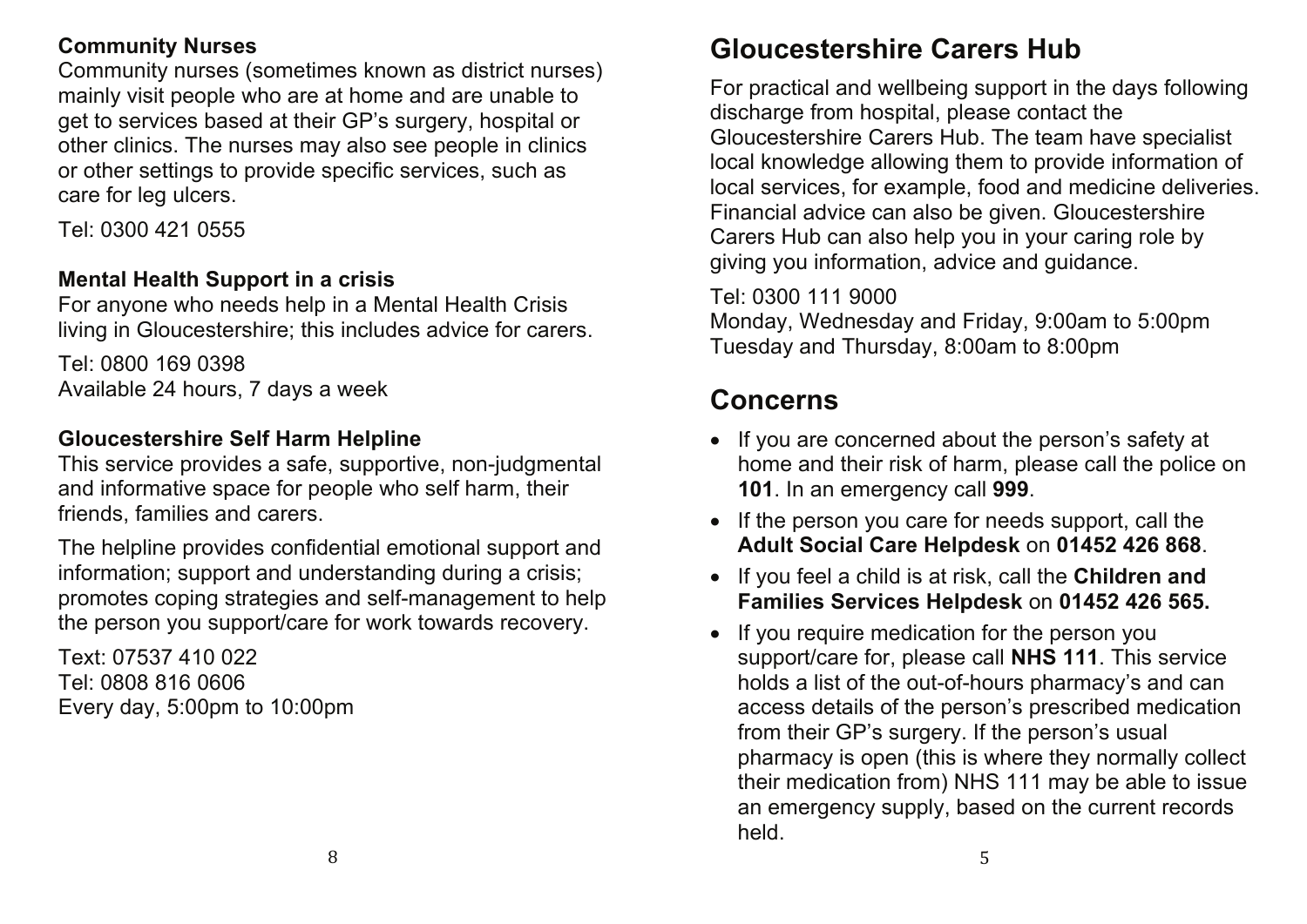### Community Nurses

Community nurses (sometimes known as district nurses) mainly visit people who are at home and are unable to get to services based at their GP's surgery, hospital or other clinics. The nurses may also see people in clinics or other settings to provide specific services, such as care for leg ulcers.

Tel: 0300 421 0555

### Mental Health Support in a crisis

For anyone who needs help in a Mental Health Crisis living in Gloucestershire; this includes advice for carers.

Tel: 0800 169 0398
Available 24 hours, 7 days a week

### Gloucestershire Self Harm Helpline

This service provides a safe, supportive, non-judgmental and informative space for people who self harm, their friends, families and carers.

The helpline provides confidential emotional support and information; support and understanding during a crisis; promotes coping strategies and self-management to help the person you support/care for work towards recovery.

Text: 07537 410 022
Tel: 0808 816 0606
Every day, 5:00pm to 10:00pm

## Gloucestershire Carers Hub

For practical and wellbeing support in the days following discharge from hospital, please contact the Gloucestershire Carers Hub. The team have specialist local knowledge allowing them to provide information of local services, for example, food and medicine deliveries. Financial advice can also be given. Gloucestershire Carers Hub can also help you in your caring role by giving you information, advice and guidance.

Tel: 0300 111 9000
Monday, Wednesday and Friday, 9:00am to 5:00pm
Tuesday and Thursday, 8:00am to 8:00pm

## Concerns

- If you are concerned about the person's safety at home and their risk of harm, please call the police on **101**. In an emergency call **999**.
- If the person you care for needs support, call the **Adult Social Care Helpdesk** on **01452 426 868**.
- If you feel a child is at risk, call the **Children and Families Services Helpdesk** on **01452 426 565.**
- If you require medication for the person you support/care for, please call **NHS 111**. This service holds a list of the out-of-hours pharmacy's and can access details of the person's prescribed medication from their GP's surgery. If the person's usual pharmacy is open (this is where they normally collect their medication from) NHS 111 may be able to issue an emergency supply, based on the current records held.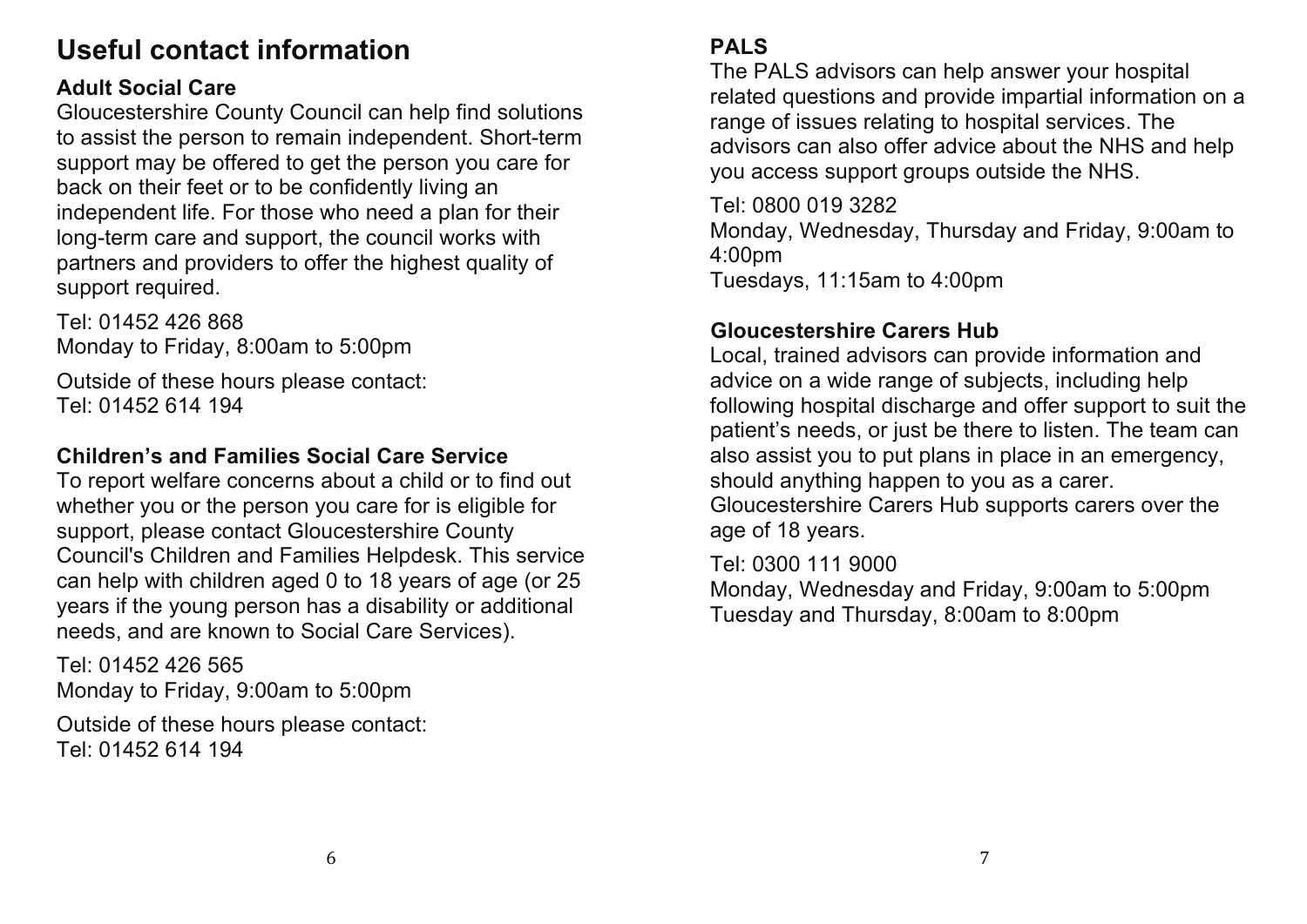# Useful contact information

### Adult Social Care

Gloucestershire County Council can help find solutions to assist the person to remain independent. Short-term support may be offered to get the person you care for back on their feet or to be confidently living an independent life. For those who need a plan for their long-term care and support, the council works with partners and providers to offer the highest quality of support required.

Tel: 01452 426 868
Monday to Friday, 8:00am to 5:00pm

Outside of these hours please contact:
Tel: 01452 614 194

### Children's and Families Social Care Service

To report welfare concerns about a child or to find out whether you or the person you care for is eligible for support, please contact Gloucestershire County Council's Children and Families Helpdesk. This service can help with children aged 0 to 18 years of age (or 25 years if the young person has a disability or additional needs, and are known to Social Care Services).

Tel: 01452 426 565
Monday to Friday, 9:00am to 5:00pm

Outside of these hours please contact:
Tel: 01452 614 194

### PALS

The PALS advisors can help answer your hospital related questions and provide impartial information on a range of issues relating to hospital services. The advisors can also offer advice about the NHS and help you access support groups outside the NHS.

Tel: 0800 019 3282
Monday, Wednesday, Thursday and Friday, 9:00am to 4:00pm
Tuesdays, 11:15am to 4:00pm

### Gloucestershire Carers Hub

Local, trained advisors can provide information and advice on a wide range of subjects, including help following hospital discharge and offer support to suit the patient's needs, or just be there to listen. The team can also assist you to put plans in place in an emergency, should anything happen to you as a carer. Gloucestershire Carers Hub supports carers over the age of 18 years.

Tel: 0300 111 9000
Monday, Wednesday and Friday, 9:00am to 5:00pm
Tuesday and Thursday, 8:00am to 8:00pm